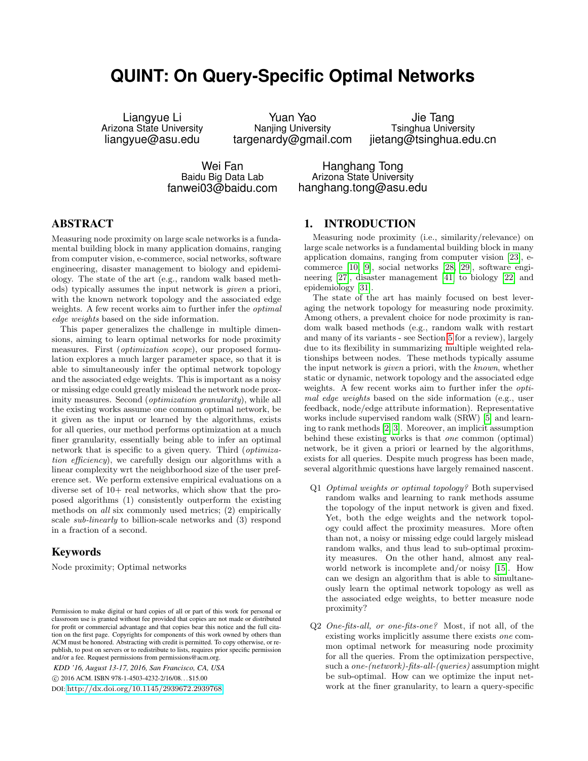# QUINT: On Query-Specific Optimal Networks

Liangyue Li
Arizona State University
liangyue@asu.edu

Yuan Yao
Nanjing University
targenardy@gmail.com

Jie Tang
Tsinghua University
jietang@tsinghua.edu.cn

Wei Fan
Baidu Big Data Lab
fanwei03@baidu.com

Hanghang Tong
Arizona State University
hanghang.tong@asu.edu

## ABSTRACT

Measuring node proximity on large scale networks is a fundamental building block in many application domains, ranging from computer vision, e-commerce, social networks, software engineering, disaster management to biology and epidemiology. The state of the art (e.g., random walk based methods) typically assumes the input network is *given* a priori, with the known network topology and the associated edge weights. A few recent works aim to further infer the *optimal edge weights* based on the side information.

This paper generalizes the challenge in multiple dimensions, aiming to learn optimal networks for node proximity measures. First (*optimization scope*), our proposed formulation explores a much larger parameter space, so that it is able to simultaneously infer the optimal network topology and the associated edge weights. This is important as a noisy or missing edge could greatly mislead the network node proximity measures. Second (*optimization granularity*), while all the existing works assume one common optimal network, be it given as the input or learned by the algorithms, exists for all queries, our method performs optimization at a much finer granularity, essentially being able to infer an optimal network that is specific to a given query. Third (*optimization efficiency*), we carefully design our algorithms with a linear complexity wrt the neighborhood size of the user preference set. We perform extensive empirical evaluations on a diverse set of 10+ real networks, which show that the proposed algorithms (1) consistently outperform the existing methods on *all* six commonly used metrics; (2) empirically scale *sub-linearly* to billion-scale networks and (3) respond in a fraction of a second.

## Keywords

Node proximity; Optimal networks

Permission to make digital or hard copies of all or part of this work for personal or classroom use is granted without fee provided that copies are not made or distributed for profit or commercial advantage and that copies bear this notice and the full citation on the first page. Copyrights for components of this work owned by others than ACM must be honored. Abstracting with credit is permitted. To copy otherwise, or republish, to post on servers or to redistribute to lists, requires prior specific permission and/or a fee. Request permissions from permissions@acm.org.

*KDD '16, August 13-17, 2016, San Francisco, CA, USA*
© 2016 ACM. ISBN 978-1-4503-4232-2/16/08...$15.00
DOI: http://dx.doi.org/10.1145/2939672.2939768

## 1. INTRODUCTION

Measuring node proximity (i.e., similarity/relevance) on large scale networks is a fundamental building block in many application domains, ranging from computer vision [23], e-commerce [10, 9], social networks [28, 29], software engineering [27], disaster management [41] to biology [22] and epidemiology [31].

The state of the art has mainly focused on best leveraging the network topology for measuring node proximity. Among others, a prevalent choice for node proximity is random walk based methods (e.g., random walk with restart and many of its variants - see Section 5 for a review), largely due to its flexibility in summarizing multiple weighted relationships between nodes. These methods typically assume the input network is *given* a priori, with the *known*, whether static or dynamic, network topology and the associated edge weights. A few recent works aim to further infer the *optimal edge weights* based on the side information (e.g., user feedback, node/edge attribute information). Representative works include supervised random walk (SRW) [5] and learning to rank methods [2, 3]. Moreover, an implicit assumption behind these existing works is that *one* common (optimal) network, be it given a priori or learned by the algorithms, exists for all queries. Despite much progress has been made, several algorithmic questions have largely remained nascent.

- Q1 *Optimal weights or optimal topology?* Both supervised random walks and learning to rank methods assume the topology of the input network is given and fixed. Yet, both the edge weights and the network topology could affect the proximity measures. More often than not, a noisy or missing edge could largely mislead random walks, and thus lead to sub-optimal proximity measures. On the other hand, almost any real-world network is incomplete and/or noisy [15]. How can we design an algorithm that is able to simultaneously learn the optimal network topology as well as the associated edge weights, to better measure node proximity?

- Q2 *One-fits-all, or one-fits-one?* Most, if not all, of the existing works implicitly assume there exists *one* common optimal network for measuring node proximity for all the queries. From the optimization perspective, such a *one-(network)-fits-all-(queries)* assumption might be sub-optimal. How can we optimize the input network at the finer granularity, to learn a query-specific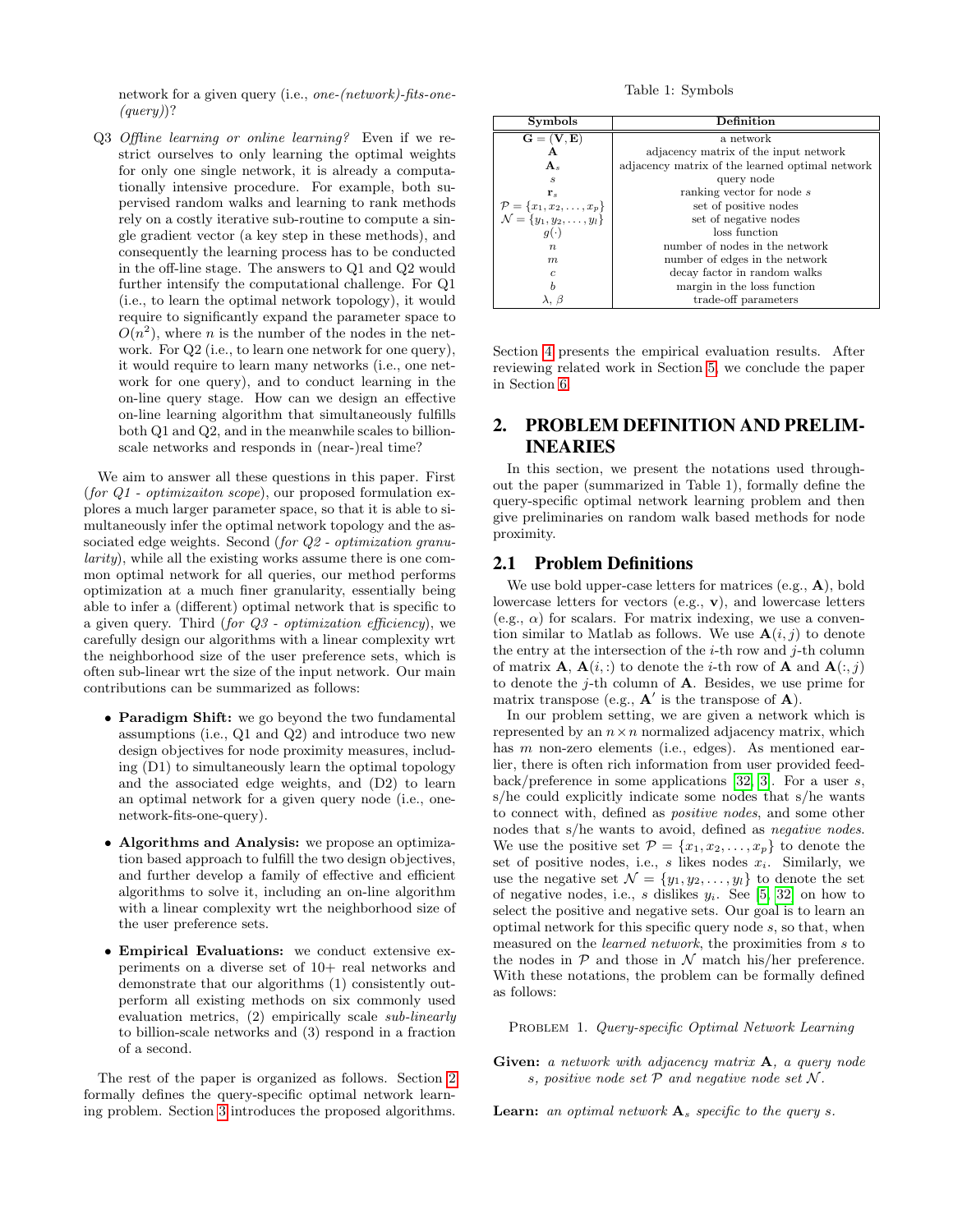network for a given query (i.e., *one-(network)-fits-one-(query)*)?

Q3 *Offline learning or online learning?* Even if we restrict ourselves to only learning the optimal weights for only one single network, it is already a computationally intensive procedure. For example, both supervised random walks and learning to rank methods rely on a costly iterative sub-routine to compute a single gradient vector (a key step in these methods), and consequently the learning process has to be conducted in the off-line stage. The answers to Q1 and Q2 would further intensify the computational challenge. For Q1 (i.e., to learn the optimal network topology), it would require to significantly expand the parameter space to $O(n^2)$, where $n$ is the number of the nodes in the network. For Q2 (i.e., to learn one network for one query), it would require to learn many networks (i.e., one network for one query), and to conduct learning in the on-line query stage. How can we design an effective on-line learning algorithm that simultaneously fulfills both Q1 and Q2, and in the meanwhile scales to billion-scale networks and responds in (near-)real time?

We aim to answer all these questions in this paper. First (*for Q1 - optimizaiton scope*), our proposed formulation explores a much larger parameter space, so that it is able to simultaneously infer the optimal network topology and the associated edge weights. Second (*for Q2 - optimization granularity*), while all the existing works assume there is one common optimal network for all queries, our method performs optimization at a much finer granularity, essentially being able to infer a (different) optimal network that is specific to a given query. Third (*for Q3 - optimization efficiency*), we carefully design our algorithms with a linear complexity wrt the neighborhood size of the user preference sets, which is often sub-linear wrt the size of the input network. Our main contributions can be summarized as follows:

- **Paradigm Shift:** we go beyond the two fundamental assumptions (i.e., Q1 and Q2) and introduce two new design objectives for node proximity measures, including (D1) to simultaneously learn the optimal topology and the associated edge weights, and (D2) to learn an optimal network for a given query node (i.e., one-network-fits-one-query).
- **Algorithms and Analysis:** we propose an optimization based approach to fulfill the two design objectives, and further develop a family of effective and efficient algorithms to solve it, including an on-line algorithm with a linear complexity wrt the neighborhood size of the user preference sets.
- **Empirical Evaluations:** we conduct extensive experiments on a diverse set of 10+ real networks and demonstrate that our algorithms (1) consistently outperform all existing methods on six commonly used evaluation metrics, (2) empirically scale *sub-linearly* to billion-scale networks and (3) respond in a fraction of a second.

The rest of the paper is organized as follows. Section 2 formally defines the query-specific optimal network learning problem. Section 3 introduces the proposed algorithms. Section 4 presents the empirical evaluation results. After reviewing related work in Section 5, we conclude the paper in Section 6.

Table 1: Symbols

| Symbols | Definition |
|---|---|
| $\mathbf{G} = (\mathbf{V}, \mathbf{E})$ | a network |
| $\mathbf{A}$ | adjacency matrix of the input network |
| $\mathbf{A}_s$ | adjacency matrix of the learned optimal network |
| $s$ | query node |
| $\mathbf{r}_s$ | ranking vector for node $s$ |
| $\mathcal{P} = \{x_1, x_2, \ldots, x_p\}$ | set of positive nodes |
| $\mathcal{N} = \{y_1, y_2, \ldots, y_l\}$ | set of negative nodes |
| $g(\cdot)$ | loss function |
| $n$ | number of nodes in the network |
| $m$ | number of edges in the network |
| $c$ | decay factor in random walks |
| $b$ | margin in the loss function |
| $\lambda$, $\beta$ | trade-off parameters |

## 2. PROBLEM DEFINITION AND PRELIMINEARIES

In this section, we present the notations used throughout the paper (summarized in Table 1), formally define the query-specific optimal network learning problem and then give preliminaries on random walk based methods for node proximity.

### 2.1 Problem Definitions

We use bold upper-case letters for matrices (e.g., $\mathbf{A}$), bold lowercase letters for vectors (e.g., $\mathbf{v}$), and lowercase letters (e.g., $\alpha$) for scalars. For matrix indexing, we use a convention similar to Matlab as follows. We use $\mathbf{A}(i, j)$ to denote the entry at the intersection of the $i$-th row and $j$-th column of matrix $\mathbf{A}$, $\mathbf{A}(i, :)$ to denote the $i$-th row of $\mathbf{A}$ and $\mathbf{A}(:, j)$ to denote the $j$-th column of $\mathbf{A}$. Besides, we use prime for matrix transpose (e.g., $\mathbf{A}'$ is the transpose of $\mathbf{A}$).

In our problem setting, we are given a network which is represented by an $n \times n$ normalized adjacency matrix, which has $m$ non-zero elements (i.e., edges). As mentioned earlier, there is often rich information from user provided feedback/preference in some applications [32, 3]. For a user $s$, s/he could explicitly indicate some nodes that s/he wants to connect with, defined as *positive nodes*, and some other nodes that s/he wants to avoid, defined as *negative nodes*. We use the positive set $\mathcal{P} = \{x_1, x_2, \ldots, x_p\}$ to denote the set of positive nodes, i.e., $s$ likes nodes $x_i$. Similarly, we use the negative set $\mathcal{N} = \{y_1, y_2, \ldots, y_l\}$ to denote the set of negative nodes, i.e., $s$ dislikes $y_i$. See [5, 32] on how to select the positive and negative sets. Our goal is to learn an optimal network for this specific query node $s$, so that, when measured on the *learned network*, the proximities from $s$ to the nodes in $\mathcal{P}$ and those in $\mathcal{N}$ match his/her preference. With these notations, the problem can be formally defined as follows:

PROBLEM 1. *Query-specific Optimal Network Learning*

**Given:** *a network with adjacency matrix $\mathbf{A}$, a query node $s$, positive node set $\mathcal{P}$ and negative node set $\mathcal{N}$.*

**Learn:** *an optimal network $\mathbf{A}_s$ specific to the query $s$.*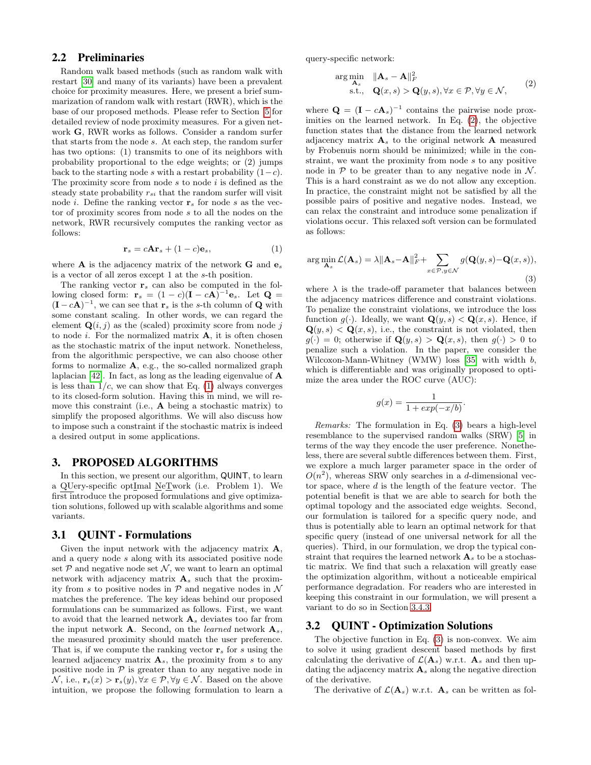## 2.2 Preliminaries

Random walk based methods (such as random walk with restart [30] and many of its variants) have been a prevalent choice for proximity measures. Here, we present a brief summarization of random walk with restart (RWR), which is the base of our proposed methods. Please refer to Section 5 for detailed review of node proximity measures. For a given network $\mathbf{G}$, RWR works as follows. Consider a random surfer that starts from the node $s$. At each step, the random surfer has two options: (1) transmits to one of its neighbors with probability proportional to the edge weights; or (2) jumps back to the starting node $s$ with a restart probability $(1-c)$. The proximity score from node $s$ to node $i$ is defined as the steady state probability $r_{si}$ that the random surfer will visit node $i$. Define the ranking vector $\mathbf{r}_s$ for node $s$ as the vector of proximity scores from node $s$ to all the nodes on the network, RWR recursively computes the ranking vector as follows:

$$\mathbf{r}_s = c\mathbf{A}\mathbf{r}_s + (1-c)\mathbf{e}_s, \tag{1}$$

where $\mathbf{A}$ is the adjacency matrix of the network $\mathbf{G}$ and $\mathbf{e}_s$ is a vector of all zeros except 1 at the $s$-th position.

The ranking vector $\mathbf{r}_s$ can also be computed in the following closed form: $\mathbf{r}_s = (1-c)(\mathbf{I} - c\mathbf{A})^{-1}\mathbf{e}_s$. Let $\mathbf{Q} = (\mathbf{I} - c\mathbf{A})^{-1}$, we can see that $\mathbf{r}_s$ is the $s$-th column of $\mathbf{Q}$ with some constant scaling. In other words, we can regard the element $\mathbf{Q}(i,j)$ as the (scaled) proximity score from node $j$ to node $i$. For the normalized matrix $\mathbf{A}$, it is often chosen as the stochastic matrix of the input network. Nonetheless, from the algorithmic perspective, we can also choose other forms to normalize $\mathbf{A}$, e.g., the so-called normalized graph laplacian [42]. In fact, as long as the leading eigenvalue of $\mathbf{A}$ is less than $1/c$, we can show that Eq. (1) always converges to its closed-form solution. Having this in mind, we will remove this constraint (i.e., $\mathbf{A}$ being a stochastic matrix) to simplify the proposed algorithms. We will also discuss how to impose such a constraint if the stochastic matrix is indeed a desired output in some applications.

# 3. PROPOSED ALGORITHMS

In this section, we present our algorithm, QUINT, to learn a QUery-specific optImal NeTwork (i.e. Problem 1). We first introduce the proposed formulations and give optimization solutions, followed up with scalable algorithms and some variants.

## 3.1 QUINT - Formulations

Given the input network with the adjacency matrix $\mathbf{A}$, and a query node $s$ along with its associated positive node set $\mathcal{P}$ and negative node set $\mathcal{N}$, we want to learn an optimal network with adjacency matrix $\mathbf{A}_s$ such that the proximity from $s$ to positive nodes in $\mathcal{P}$ and negative nodes in $\mathcal{N}$ matches the preference. The key ideas behind our proposed formulations can be summarized as follows. First, we want to avoid that the learned network $\mathbf{A}_s$ deviates too far from the input network $\mathbf{A}$. Second, on the *learned* network $\mathbf{A}_s$, the measured proximity should match the user preference. That is, if we compute the ranking vector $\mathbf{r}_s$ for $s$ using the learned adjacency matrix $\mathbf{A}_s$, the proximity from $s$ to any positive node in $\mathcal{P}$ is greater than to any negative node in $\mathcal{N}$, i.e., $\mathbf{r}_s(x) > \mathbf{r}_s(y), \forall x \in \mathcal{P}, \forall y \in \mathcal{N}$. Based on the above intuition, we propose the following formulation to learn a query-specific network:

$$\begin{aligned} \arg\min_{\mathbf{A}_s} \quad & \|\mathbf{A}_s - \mathbf{A}\|_F^2 \\ \text{s.t.,} \quad & \mathbf{Q}(x,s) > \mathbf{Q}(y,s), \forall x \in \mathcal{P}, \forall y \in \mathcal{N}, \end{aligned} \tag{2}$$

where $\mathbf{Q} = (\mathbf{I} - c\mathbf{A}_s)^{-1}$ contains the pairwise node proximities on the learned network. In Eq. (2), the objective function states that the distance from the learned network adjacency matrix $\mathbf{A}_s$ to the original network $\mathbf{A}$ measured by Frobenius norm should be minimized; while in the constraint, we want the proximity from node $s$ to any positive node in $\mathcal{P}$ to be greater than to any negative node in $\mathcal{N}$. This is a hard constraint as we do not allow any exception. In practice, the constraint might not be satisfied by all the possible pairs of positive and negative nodes. Instead, we can relax the constraint and introduce some penalization if violations occur. This relaxed soft version can be formulated as follows:

$$\arg\min_{\mathbf{A}_s} \mathcal{L}(\mathbf{A}_s) = \lambda\|\mathbf{A}_s - \mathbf{A}\|_F^2 + \sum_{x\in\mathcal{P}, y\in\mathcal{N}} g(\mathbf{Q}(y,s) - \mathbf{Q}(x,s)), \tag{3}$$

where $\lambda$ is the trade-off parameter that balances between the adjacency matrices difference and constraint violations. To penalize the constraint violations, we introduce the loss function $g(\cdot)$. Ideally, we want $\mathbf{Q}(y,s) < \mathbf{Q}(x,s)$. Hence, if $\mathbf{Q}(y,s) < \mathbf{Q}(x,s)$, i.e., the constraint is not violated, then $g(\cdot) = 0$; otherwise if $\mathbf{Q}(y,s) > \mathbf{Q}(x,s)$, then $g(\cdot) > 0$ to penalize such a violation. In the paper, we consider the Wilcoxon-Mann-Whitney (WMW) loss [35] with width $b$, which is differentiable and was originally proposed to optimize the area under the ROC curve (AUC):

$$g(x) = \frac{1}{1 + exp(-x/b)}.$$

*Remarks:* The formulation in Eq. (3) bears a high-level resemblance to the supervised random walks (SRW) [5] in terms of the way they encode the user preference. Nonetheless, there are several subtle differences between them. First, we explore a much larger parameter space in the order of $O(n^2)$, whereas SRW only searches in a $d$-dimensional vector space, where $d$ is the length of the feature vector. The potential benefit is that we are able to search for both the optimal topology and the associated edge weights. Second, our formulation is tailored for a specific query node, and thus is potentially able to learn an optimal network for that specific query (instead of one universal network for all the queries). Third, in our formulation, we drop the typical constraint that requires the learned network $\mathbf{A}_s$ to be a stochastic matrix. We find that such a relaxation will greatly ease the optimization algorithm, without a noticeable empirical performance degradation. For readers who are interested in keeping this constraint in our formulation, we will present a variant to do so in Section 3.4.3.

## 3.2 QUINT - Optimization Solutions

The objective function in Eq. (3) is non-convex. We aim to solve it using gradient descent based methods by first calculating the derivative of $\mathcal{L}(\mathbf{A}_s)$ w.r.t. $\mathbf{A}_s$ and then updating the adjacency matrix $\mathbf{A}_s$ along the negative direction of the derivative.

The derivative of $\mathcal{L}(\mathbf{A}_s)$ w.r.t. $\mathbf{A}_s$ can be written as fol-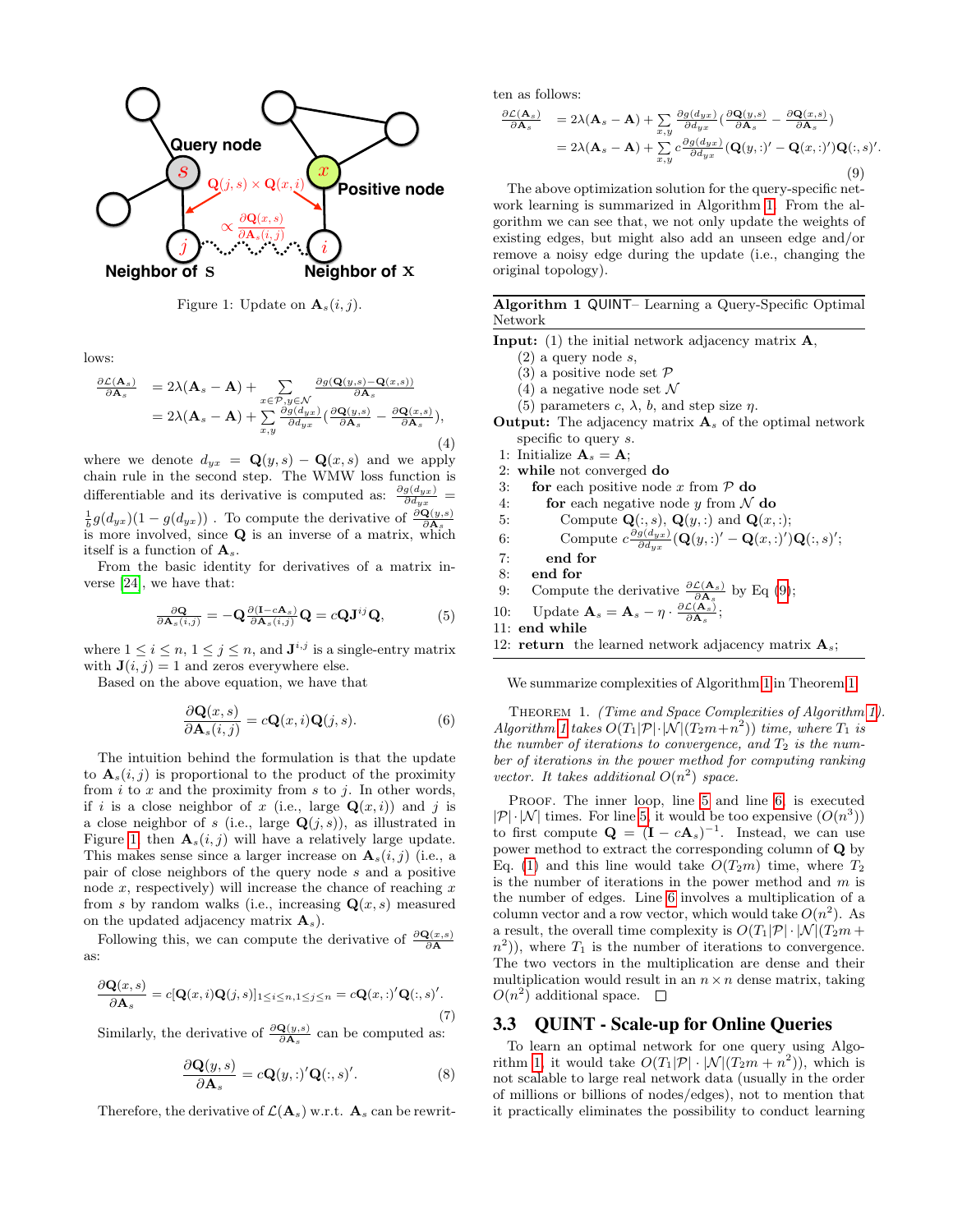Figure 1: Update on $\mathbf{A}_s(i,j)$.

lows:

$$\begin{aligned}\frac{\partial \mathcal{L}(\mathbf{A}_s)}{\partial \mathbf{A}_s} &= 2\lambda(\mathbf{A}_s - \mathbf{A}) + \sum_{x\in\mathcal{P},y\in\mathcal{N}} \frac{\partial g(\mathbf{Q}(y,s)-\mathbf{Q}(x,s))}{\partial \mathbf{A}_s} \\ &= 2\lambda(\mathbf{A}_s - \mathbf{A}) + \sum_{x,y} \frac{\partial g(d_{yx})}{\partial d_{yx}} \left(\frac{\partial \mathbf{Q}(y,s)}{\partial \mathbf{A}_s} - \frac{\partial \mathbf{Q}(x,s)}{\partial \mathbf{A}_s}\right),\end{aligned} \tag{4}$$

where we denote $d_{yx} = \mathbf{Q}(y,s) - \mathbf{Q}(x,s)$ and we apply chain rule in the second step. The WMW loss function is differentiable and its derivative is computed as: $\frac{\partial g(d_{yx})}{\partial d_{yx}} = \frac{1}{b} g(d_{yx})(1 - g(d_{yx}))$ . To compute the derivative of $\frac{\partial \mathbf{Q}(y,s)}{\partial \mathbf{A}_s}$ is more involved, since $\mathbf{Q}$ is an inverse of a matrix, which itself is a function of $\mathbf{A}_s$.

From the basic identity for derivatives of a matrix inverse [24], we have that:

$$\frac{\partial \mathbf{Q}}{\partial \mathbf{A}_s(i,j)} = -\mathbf{Q}\frac{\partial (\mathbf{I} - c\mathbf{A}_s)}{\partial \mathbf{A}_s(i,j)}\mathbf{Q} = c\mathbf{Q}\mathbf{J}^{ij}\mathbf{Q}, \tag{5}$$

where $1 \le i \le n$, $1 \le j \le n$, and $\mathbf{J}^{i,j}$ is a single-entry matrix with $\mathbf{J}(i,j) = 1$ and zeros everywhere else.

Based on the above equation, we have that

$$\frac{\partial \mathbf{Q}(x,s)}{\partial \mathbf{A}_s(i,j)} = c\mathbf{Q}(x,i)\mathbf{Q}(j,s). \tag{6}$$

The intuition behind the formulation is that the update to $\mathbf{A}_s(i,j)$ is proportional to the product of the proximity from $i$ to $x$ and the proximity from $s$ to $j$. In other words, if $i$ is a close neighbor of $x$ (i.e., large $\mathbf{Q}(x,i)$) and $j$ is a close neighbor of $s$ (i.e., large $\mathbf{Q}(j,s)$), as illustrated in Figure 1, then $\mathbf{A}_s(i,j)$ will have a relatively large update. This makes sense since a larger increase on $\mathbf{A}_s(i,j)$ (i.e., a pair of close neighbors of the query node $s$ and a positive node $x$, respectively) will increase the chance of reaching $x$ from $s$ by random walks (i.e., increasing $\mathbf{Q}(x,s)$ measured on the updated adjacency matrix $\mathbf{A}_s$).

Following this, we can compute the derivative of $\frac{\partial \mathbf{Q}(x,s)}{\partial \mathbf{A}}$ as:

$$\frac{\partial \mathbf{Q}(x,s)}{\partial \mathbf{A}_s} = c[\mathbf{Q}(x,i)\mathbf{Q}(j,s)]_{1\le i\le n, 1\le j\le n} = c\mathbf{Q}(x,:)'\mathbf{Q}(:,s)'. \tag{7}$$

Similarly, the derivative of $\frac{\partial \mathbf{Q}(y,s)}{\partial \mathbf{A}_s}$ can be computed as:

$$\frac{\partial \mathbf{Q}(y,s)}{\partial \mathbf{A}_s} = c\mathbf{Q}(y,:)'\mathbf{Q}(:,s)'. \tag{8}$$

Therefore, the derivative of $\mathcal{L}(\mathbf{A}_s)$ w.r.t. $\mathbf{A}_s$ can be rewritten as follows:

$$\begin{aligned}\frac{\partial \mathcal{L}(\mathbf{A}_s)}{\partial \mathbf{A}_s} &= 2\lambda(\mathbf{A}_s - \mathbf{A}) + \sum_{x,y} \frac{\partial g(d_{yx})}{\partial d_{yx}} \left(\frac{\partial \mathbf{Q}(y,s)}{\partial \mathbf{A}_s} - \frac{\partial \mathbf{Q}(x,s)}{\partial \mathbf{A}_s}\right) \\ &= 2\lambda(\mathbf{A}_s - \mathbf{A}) + \sum_{x,y} c\frac{\partial g(d_{yx})}{\partial d_{yx}} (\mathbf{Q}(y,:)' - \mathbf{Q}(x,:)')\mathbf{Q}(:,s)'.\end{aligned} \tag{9}$$

The above optimization solution for the query-specific network learning is summarized in Algorithm 1. From the algorithm we can see that, we not only update the weights of existing edges, but might also add an unseen edge and/or remove a noisy edge during the update (i.e., changing the original topology).

**Algorithm 1** QUINT– Learning a Query-Specific Optimal Network

**Input:** (1) the initial network adjacency matrix $\mathbf{A}$,
(2) a query node $s$,
(3) a positive node set $\mathcal{P}$
(4) a negative node set $\mathcal{N}$
(5) parameters $c$, $\lambda$, $b$, and step size $\eta$.

**Output:** The adjacency matrix $\mathbf{A}_s$ of the optimal network specific to query $s$.

```
1: Initialize A_s = A;
2: while not converged do
3:   for each positive node x from P do
4:     for each negative node y from N do
5:       Compute Q(:, s), Q(y, :) and Q(x, :);
6:       Compute c ∂g(d_yx)/∂d_yx (Q(y, :)' − Q(x, :)')Q(:, s)';
7:     end for
8:   end for
9:   Compute the derivative ∂L(A_s)/∂A_s by Eq (9);
10:  Update A_s = A_s − η · ∂L(A_s)/∂A_s;
11: end while
12: return the learned network adjacency matrix A_s;
```

We summarize complexities of Algorithm 1 in Theorem 1.

THEOREM 1. *(Time and Space Complexities of Algorithm 1). Algorithm 1 takes $O(T_1|\mathcal{P}|\cdot|\mathcal{N}|(T_2m+n^2))$ time, where $T_1$ is the number of iterations to convergence, and $T_2$ is the number of iterations in the power method for computing ranking vector. It takes additional $O(n^2)$ space.*

PROOF. The inner loop, line 5 and line 6, is executed $|\mathcal{P}|\cdot|\mathcal{N}|$ times. For line 5, it would be too expensive ($O(n^3)$) to first compute $\mathbf{Q} = (\mathbf{I} - c\mathbf{A}_s)^{-1}$. Instead, we can use power method to extract the corresponding column of $\mathbf{Q}$ by Eq. (1) and this line would take $O(T_2m)$ time, where $T_2$ is the number of iterations in the power method and $m$ is the number of edges. Line 6 involves a multiplication of a column vector and a row vector, which would take $O(n^2)$. As a result, the overall time complexity is $O(T_1|\mathcal{P}|\cdot|\mathcal{N}|(T_2m + n^2))$, where $T_1$ is the number of iterations to convergence. The two vectors in the multiplication are dense and their multiplication would result in an $n \times n$ dense matrix, taking $O(n^2)$ additional space. □

## 3.3 QUINT - Scale-up for Online Queries

To learn an optimal network for one query using Algorithm 1, it would take $O(T_1|\mathcal{P}|\cdot|\mathcal{N}|(T_2m + n^2))$, which is not scalable to large real network data (usually in the order of millions or billions of nodes/edges), not to mention that it practically eliminates the possibility to conduct learning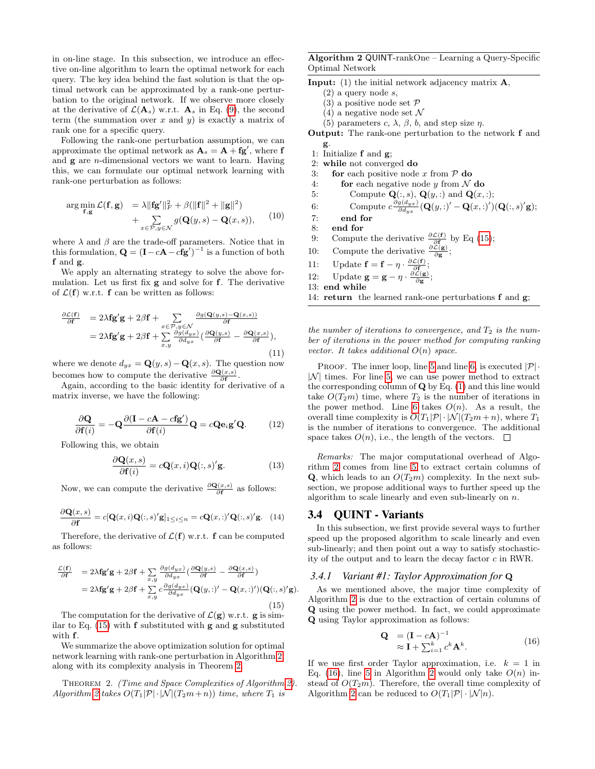in on-line stage. In this subsection, we introduce an effective on-line algorithm to learn the optimal network for each query. The key idea behind the fast solution is that the optimal network can be approximated by a rank-one perturbation to the original network. If we observe more closely at the derivative of $\mathcal{L}(\mathbf{A}_s)$ w.r.t. $\mathbf{A}_s$ in Eq. (9), the second term (the summation over $x$ and $y$) is exactly a matrix of rank one for a specific query.

Following the rank-one perturbation assumption, we can approximate the optimal network as $\mathbf{A}_s = \mathbf{A} + \mathbf{f}\mathbf{g}'$, where $\mathbf{f}$ and $\mathbf{g}$ are $n$-dimensional vectors we want to learn. Having this, we can formulate our optimal network learning with rank-one perturbation as follows:

$$\begin{aligned} \arg\min_{\mathbf{f},\mathbf{g}} \mathcal{L}(\mathbf{f},\mathbf{g}) &= \lambda \|\mathbf{f}\mathbf{g}'\|_F^2 + \beta(\|\mathbf{f}\|^2 + \|\mathbf{g}\|^2) \\ &+ \sum_{x\in\mathcal{P}, y\in\mathcal{N}} g(\mathbf{Q}(y,s) - \mathbf{Q}(x,s)), \end{aligned} \tag{10}$$

where $\lambda$ and $\beta$ are the trade-off parameters. Notice that in this formulation, $\mathbf{Q} = (\mathbf{I} - c\mathbf{A} - c\mathbf{f}\mathbf{g}')^{-1}$ is a function of both $\mathbf{f}$ and $\mathbf{g}$.

We apply an alternating strategy to solve the above formulation. Let us first fix $\mathbf{g}$ and solve for $\mathbf{f}$. The derivative of $\mathcal{L}(\mathbf{f})$ w.r.t. $\mathbf{f}$ can be written as follows:

$$\begin{aligned} \frac{\partial\mathcal{L}(\mathbf{f})}{\partial\mathbf{f}} &= 2\lambda\mathbf{f}\mathbf{g}'\mathbf{g} + 2\beta\mathbf{f} + \sum_{x\in\mathcal{P}, y\in\mathcal{N}} \frac{\partial g(\mathbf{Q}(y,s) - \mathbf{Q}(x,s))}{\partial\mathbf{f}} \\ &= 2\lambda\mathbf{f}\mathbf{g}'\mathbf{g} + 2\beta\mathbf{f} + \sum_{x,y} \frac{\partial g(d_{yx})}{\partial d_{yx}}\left(\frac{\partial\mathbf{Q}(y,s)}{\partial\mathbf{f}} - \frac{\partial\mathbf{Q}(x,s)}{\partial\mathbf{f}}\right), \end{aligned} \tag{11}$$

where we denote $d_{yx} = \mathbf{Q}(y,s) - \mathbf{Q}(x,s)$. The question now becomes how to compute the derivative $\frac{\partial\mathbf{Q}(x,s)}{\partial\mathbf{f}}$.

Again, according to the basic identity for derivative of a matrix inverse, we have the following:

$$\frac{\partial\mathbf{Q}}{\partial\mathbf{f}(i)} = -\mathbf{Q}\frac{\partial(\mathbf{I} - c\mathbf{A} - c\mathbf{f}\mathbf{g}')}{\partial\mathbf{f}(i)}\mathbf{Q} = c\mathbf{Q}\mathbf{e}_i\mathbf{g}'\mathbf{Q}. \tag{12}$$

Following this, we obtain

$$\frac{\partial\mathbf{Q}(x,s)}{\partial\mathbf{f}(i)} = c\mathbf{Q}(x,i)\mathbf{Q}(:,s)'\mathbf{g}. \tag{13}$$

Now, we can compute the derivative $\frac{\partial\mathbf{Q}(x,s)}{\partial\mathbf{f}}$ as follows:

$$\frac{\partial\mathbf{Q}(x,s)}{\partial\mathbf{f}} = c[\mathbf{Q}(x,i)\mathbf{Q}(:,s)'\mathbf{g}]_{1\le i\le n} = c\mathbf{Q}(x,:)'\mathbf{Q}(:,s)'\mathbf{g}. \tag{14}$$

Therefore, the derivative of $\mathcal{L}(\mathbf{f})$ w.r.t. $\mathbf{f}$ can be computed as follows:

$$\begin{aligned} \frac{\mathcal{L}(\mathbf{f})}{\partial\mathbf{f}} &= 2\lambda\mathbf{f}\mathbf{g}'\mathbf{g} + 2\beta\mathbf{f} + \sum_{x,y} \frac{\partial g(d_{yx})}{\partial d_{yx}}\left(\frac{\partial\mathbf{Q}(y,s)}{\partial\mathbf{f}} - \frac{\partial\mathbf{Q}(x,s)}{\partial\mathbf{f}}\right) \\ &= 2\lambda\mathbf{f}\mathbf{g}'\mathbf{g} + 2\beta\mathbf{f} + \sum_{x,y} c\frac{\partial g(d_{yx})}{\partial d_{yx}}(\mathbf{Q}(y,:)' - \mathbf{Q}(x,:)')(\mathbf{Q}(:,s)'\mathbf{g}). \end{aligned} \tag{15}$$

The computation for the derivative of $\mathcal{L}(\mathbf{g})$ w.r.t. $\mathbf{g}$ is similar to Eq. (15) with $\mathbf{f}$ substituted with $\mathbf{g}$ and $\mathbf{g}$ substituted with $\mathbf{f}$.

We summarize the above optimization solution for optimal network learning with rank-one perturbation in Algorithm 2 along with its complexity analysis in Theorem 2.

Theorem 2. *(Time and Space Complexities of Algorithm 2). Algorithm 2 takes $O(T_1|\mathcal{P}|\cdot|\mathcal{N}|(T_2m+n))$ time, where $T_1$ is the number of iterations to convergence, and $T_2$ is the number of iterations in the power method for computing ranking vector. It takes additional $O(n)$ space.*

**Algorithm 2** QUINT-rankOne – Learning a Query-Specific Optimal Network

**Input:** (1) the initial network adjacency matrix $\mathbf{A}$,
(2) a query node $s$,
(3) a positive node set $\mathcal{P}$
(4) a negative node set $\mathcal{N}$
(5) parameters $c$, $\lambda$, $\beta$, $b$, and step size $\eta$.

**Output:** The rank-one perturbation to the network $\mathbf{f}$ and $\mathbf{g}$.

```
1: Initialize f and g;
2: while not converged do
3:   for each positive node x from P do
4:     for each negative node y from N do
5:       Compute Q(:,s), Q(y,:) and Q(x,:);
6:       Compute c (∂g(d_yx)/∂d_yx) (Q(y,:)' − Q(x,:)')(Q(:,s)'g);
7:     end for
8:   end for
9:   Compute the derivative ∂L(f)/∂f by Eq (15);
10:  Compute the derivative ∂L(g)/∂g;
11:  Update f = f − η · ∂L(f)/∂f;
12:  Update g = g − η · ∂L(g)/∂g;
13: end while
14: return the learned rank-one perturbations f and g;
```

Proof. The inner loop, line 5 and line 6, is executed $|\mathcal{P}|\cdot|\mathcal{N}|$ times. For line 5, we can use power method to extract the corresponding column of $\mathbf{Q}$ by Eq. (1) and this line would take $O(T_2m)$ time, where $T_2$ is the number of iterations in the power method. Line 6 takes $O(n)$. As a result, the overall time complexity is $O(T_1|\mathcal{P}|\cdot|\mathcal{N}|(T_2m+n))$, where $T_1$ is the number of iterations to convergence. The additional space takes $O(n)$, i.e., the length of the vectors. □

*Remarks:* The major computational overhead of Algorithm 2 comes from line 5 to extract certain columns of $\mathbf{Q}$, which leads to an $O(T_2m)$ complexity. In the next subsection, we propose additional ways to further speed up the algorithm to scale linearly and even sub-linearly on $n$.

## 3.4 QUINT - Variants

In this subsection, we first provide several ways to further speed up the proposed algorithm to scale linearly and even sub-linearly; and then point out a way to satisfy stochasticity of the output and to learn the decay factor $c$ in RWR.

### 3.4.1 *Variant #1: Taylor Approximation for* $\mathbf{Q}$

As we mentioned above, the major time complexity of Algorithm 2 is due to the extraction of certain columns of $\mathbf{Q}$ using the power method. In fact, we could approximate $\mathbf{Q}$ using Taylor approximation as follows:

$$\begin{aligned} \mathbf{Q} &= (\mathbf{I} - c\mathbf{A})^{-1} \\ &\approx \mathbf{I} + \textstyle\sum_{i=1}^{k} c^k\mathbf{A}^k. \end{aligned} \tag{16}$$

If we use first order Taylor approximation, i.e. $k = 1$ in Eq. (16), line 5 in Algorithm 2 would only take $O(n)$ instead of $O(T_2m)$. Therefore, the overall time complexity of Algorithm 2 can be reduced to $O(T_1|\mathcal{P}|\cdot|\mathcal{N}|n)$.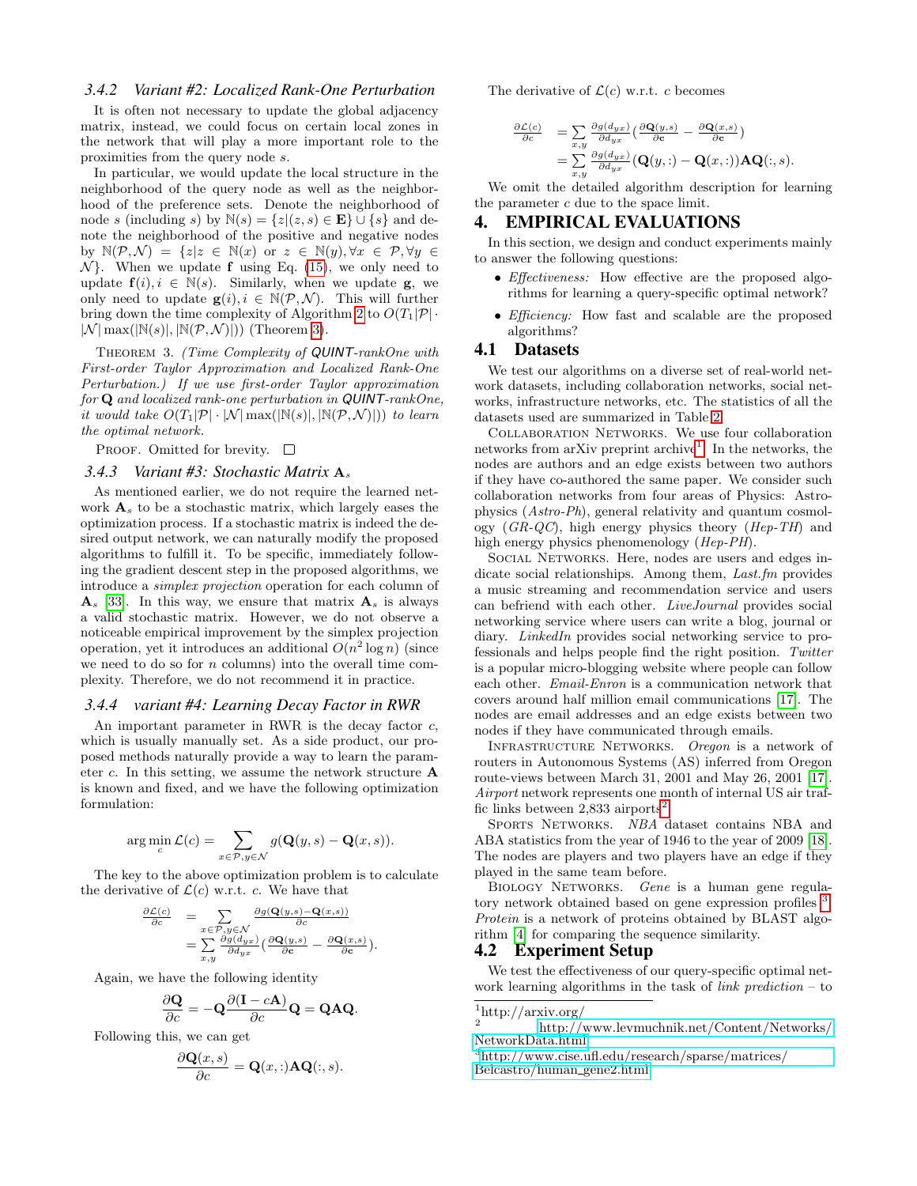### 3.4.2 Variant #2: Localized Rank-One Perturbation

It is often not necessary to update the global adjacency matrix, instead, we could focus on certain local zones in the network that will play a more important role to the proximities from the query node $s$.

In particular, we would update the local structure in the neighborhood of the query node as well as the neighborhood of the preference sets. Denote the neighborhood of node $s$ (including $s$) by $\mathbb{N}(s) = \{z|(z,s) \in \mathbf{E}\} \cup \{s\}$ and denote the neighborhood of the positive and negative nodes by $\mathbb{N}(\mathcal{P},\mathcal{N}) = \{z|z \in \mathbb{N}(x) \text{ or } z \in \mathbb{N}(y), \forall x \in \mathcal{P}, \forall y \in \mathcal{N}\}$. When we update $\mathbf{f}$ using Eq. (15), we only need to update $\mathbf{f}(i), i \in \mathbb{N}(s)$. Similarly, when we update $\mathbf{g}$, we only need to update $\mathbf{g}(i), i \in \mathbb{N}(\mathcal{P},\mathcal{N})$. This will further bring down the time complexity of Algorithm 2 to $O(T_1|\mathcal{P}| \cdot |\mathcal{N}| \max(|\mathbb{N}(s)|, |\mathbb{N}(\mathcal{P},\mathcal{N})|))$ (Theorem 3).

THEOREM 3. *(Time Complexity of QUINT-rankOne with First-order Taylor Approximation and Localized Rank-One Perturbation.) If we use first-order Taylor approximation for $\mathbf{Q}$ and localized rank-one perturbation in QUINT-rankOne, it would take $O(T_1|\mathcal{P}| \cdot |\mathcal{N}| \max(|\mathbb{N}(s)|, |\mathbb{N}(\mathcal{P},\mathcal{N})|))$ to learn the optimal network.*

PROOF. Omitted for brevity. □

### 3.4.3 Variant #3: Stochastic Matrix $\mathbf{A}_s$

As mentioned earlier, we do not require the learned network $\mathbf{A}_s$ to be a stochastic matrix, which largely eases the optimization process. If a stochastic matrix is indeed the desired output network, we can naturally modify the proposed algorithms to fulfill it. To be specific, immediately following the gradient descent step in the proposed algorithms, we introduce a *simplex projection* operation for each column of $\mathbf{A}_s$ [33]. In this way, we ensure that matrix $\mathbf{A}_s$ is always a valid stochastic matrix. However, we do not observe a noticeable empirical improvement by the simplex projection operation, yet it introduces an additional $O(n^2 \log n)$ (since we need to do so for $n$ columns) into the overall time complexity. Therefore, we do not recommend it in practice.

### 3.4.4 variant #4: Learning Decay Factor in RWR

An important parameter in RWR is the decay factor $c$, which is usually manually set. As a side product, our proposed methods naturally provide a way to learn the parameter $c$. In this setting, we assume the network structure $\mathbf{A}$ is known and fixed, and we have the following optimization formulation:

$$\arg\min_c \mathcal{L}(c) = \sum_{x \in \mathcal{P}, y \in \mathcal{N}} g(\mathbf{Q}(y,s) - \mathbf{Q}(x,s)).$$

The key to the above optimization problem is to calculate the derivative of $\mathcal{L}(c)$ w.r.t. $c$. We have that

$$\begin{aligned}\frac{\partial \mathcal{L}(c)}{\partial c} &= \sum_{x \in \mathcal{P}, y \in \mathcal{N}} \frac{\partial g(\mathbf{Q}(y,s) - \mathbf{Q}(x,s))}{\partial c} \\ &= \sum_{x,y} \frac{\partial g(d_{yx})}{\partial d_{yx}} \left(\frac{\partial \mathbf{Q}(y,s)}{\partial \mathbf{c}} - \frac{\partial \mathbf{Q}(x,s)}{\partial \mathbf{c}}\right).\end{aligned}$$

Again, we have the following identity

$$\frac{\partial \mathbf{Q}}{\partial c} = -\mathbf{Q}\frac{\partial(\mathbf{I} - c\mathbf{A})}{\partial c}\mathbf{Q} = \mathbf{QAQ}.$$

Following this, we can get

$$\frac{\partial \mathbf{Q}(x,s)}{\partial c} = \mathbf{Q}(x,:)\mathbf{AQ}(:,s).$$

The derivative of $\mathcal{L}(c)$ w.r.t. $c$ becomes

$$\begin{aligned}\frac{\partial \mathcal{L}(c)}{\partial c} &= \sum_{x,y} \frac{\partial g(d_{yx})}{\partial d_{yx}} \left(\frac{\partial \mathbf{Q}(y,s)}{\partial \mathbf{c}} - \frac{\partial \mathbf{Q}(x,s)}{\partial \mathbf{c}}\right) \\ &= \sum_{x,y} \frac{\partial g(d_{yx})}{\partial d_{yx}} (\mathbf{Q}(y,:) - \mathbf{Q}(x,:))\mathbf{AQ}(:,s).\end{aligned}$$

We omit the detailed algorithm description for learning the parameter $c$ due to the space limit.

# 4. EMPIRICAL EVALUATIONS

In this section, we design and conduct experiments mainly to answer the following questions:

- *Effectiveness:* How effective are the proposed algorithms for learning a query-specific optimal network?
- *Efficiency:* How fast and scalable are the proposed algorithms?

## 4.1 Datasets

We test our algorithms on a diverse set of real-world network datasets, including collaboration networks, social networks, infrastructure networks, etc. The statistics of all the datasets used are summarized in Table 2.

COLLABORATION NETWORKS. We use four collaboration networks from arXiv preprint archive[1]. In the networks, the nodes are authors and an edge exists between two authors if they have co-authored the same paper. We consider such collaboration networks from four areas of Physics: Astrophysics (*Astro-Ph*), general relativity and quantum cosmology (*GR-QC*), high energy physics theory (*Hep-TH*) and high energy physics phenomenology (*Hep-PH*).

SOCIAL NETWORKS. Here, nodes are users and edges indicate social relationships. Among them, *Last.fm* provides a music streaming and recommendation service and users can befriend with each other. *LiveJournal* provides social networking service where users can write a blog, journal or diary. *LinkedIn* provides social networking service to professionals and helps people find the right position. *Twitter* is a popular micro-blogging website where people can follow each other. *Email-Enron* is a communication network that covers around half million email communications [17]. The nodes are email addresses and an edge exists between two nodes if they have communicated through emails.

INFRASTRUCTURE NETWORKS. *Oregon* is a network of routers in Autonomous Systems (AS) inferred from Oregon route-views between March 31, 2001 and May 26, 2001 [17]. *Airport* network represents one month of internal US air traffic links between 2,833 airports[2].

SPORTS NETWORKS. *NBA* dataset contains NBA and ABA statistics from the year of 1946 to the year of 2009 [18]. The nodes are players and two players have an edge if they played in the same team before.

BIOLOGY NETWORKS. *Gene* is a human gene regulatory network obtained based on gene expression profiles[3]. *Protein* is a network of proteins obtained by BLAST algorithm [4] for comparing the sequence similarity.

## 4.2 Experiment Setup

We test the effectiveness of our query-specific optimal network learning algorithms in the task of *link prediction* – to

[1] http://arxiv.org/

[2] http://www.levmuchnik.net/Content/Networks/NetworkData.html

[3] http://www.cise.ufl.edu/research/sparse/matrices/Belcastro/human_gene2.html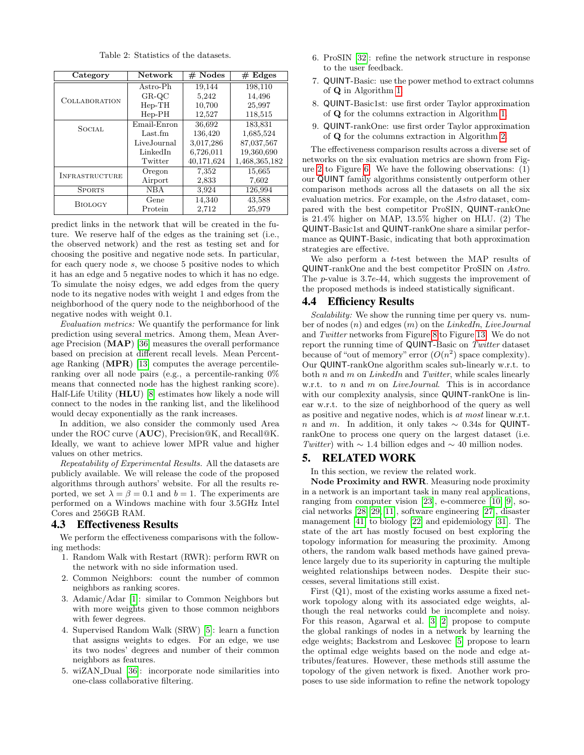Table 2: Statistics of the datasets.

| Category | Network | # Nodes | # Edges |
|---|---|---|---|
| Collaboration | Astro-Ph | 19,144 | 198,110 |
| | GR-QC | 5,242 | 14,496 |
| | Hep-TH | 10,700 | 25,997 |
| | Hep-PH | 12,527 | 118,515 |
| Social | Email-Enron | 36,692 | 183,831 |
| | Last.fm | 136,420 | 1,685,524 |
| | LiveJournal | 3,017,286 | 87,037,567 |
| | LinkedIn | 6,726,011 | 19,360,690 |
| | Twitter | 40,171,624 | 1,468,365,182 |
| Infrastructure | Oregon | 7,352 | 15,665 |
| | Airport | 2,833 | 7,602 |
| Sports | NBA | 3,924 | 126,994 |
| Biology | Gene | 14,340 | 43,588 |
| | Protein | 2,712 | 25,979 |

predict links in the network that will be created in the future. We reserve half of the edges as the training set (i.e., the observed network) and the rest as testing set and for choosing the positive and negative node sets. In particular, for each query node $s$, we choose 5 positive nodes to which it has an edge and 5 negative nodes to which it has no edge. To simulate the noisy edges, we add edges from the query node to its negative nodes with weight 1 and edges from the neighborhood of the query node to the neighborhood of the negative nodes with weight 0.1.

*Evaluation metrics:* We quantify the performance for link prediction using several metrics. Among them, Mean Average Precision (**MAP**) [36] measures the overall performance based on precision at different recall levels. Mean Percentage Ranking (**MPR**) [13] computes the average percentile-ranking over all node pairs (e.g., a percentile-ranking 0% means that connected node has the highest ranking score). Half-Life Utility (**HLU**) [8] estimates how likely a node will connect to the nodes in the ranking list, and the likelihood would decay exponentially as the rank increases.

In addition, we also consider the commonly used Area under the ROC curve (**AUC**), Precision@K, and Recall@K. Ideally, we want to achieve lower MPR value and higher values on other metrics.

*Repeatability of Experimental Results.* All the datasets are publicly available. We will release the code of the proposed algorithms through authors' website. For all the results reported, we set $\lambda = \beta = 0.1$ and $b = 1$. The experiments are performed on a Windows machine with four 3.5GHz Intel Cores and 256GB RAM.

### 4.3 Effectiveness Results

We perform the effectiveness comparisons with the following methods:

1. Random Walk with Restart (RWR): perform RWR on the network with no side information used.
2. Common Neighbors: count the number of common neighbors as ranking scores.
3. Adamic/Adar [1]: similar to Common Neighbors but with more weights given to those common neighbors with fewer degrees.
4. Supervised Random Walk (SRW) [5]: learn a function that assigns weights to edges. For an edge, we use its two nodes' degrees and number of their common neighbors as features.
5. wiZAN_Dual [36]: incorporate node similarities into one-class collaborative filtering.
6. ProSIN [32]: refine the network structure in response to the user feedback.
7. QUINT-Basic: use the power method to extract columns of $\mathbf{Q}$ in Algorithm 1.
8. QUINT-Basic1st: use first order Taylor approximation of $\mathbf{Q}$ for the columns extraction in Algorithm 1.
9. QUINT-rankOne: use first order Taylor approximation of $\mathbf{Q}$ for the columns extraction in Algorithm 2.

The effectiveness comparison results across a diverse set of networks on the six evaluation metrics are shown from Figure 2 to Figure 6. We have the following observations: (1) our QUINT family algorithms consistently outperform other comparison methods across all the datasets on all the six evaluation metrics. For example, on the *Astro* dataset, compared with the best competitor ProSIN, QUINT-rankOne is 21.4% higher on MAP, 13.5% higher on HLU. (2) The QUINT-Basic1st and QUINT-rankOne share a similar performance as QUINT-Basic, indicating that both approximation strategies are effective.

We also perform a $t$-test between the MAP results of QUINT-rankOne and the best competitor ProSIN on *Astro*. The $p$-value is 3.7e-44, which suggests the improvement of the proposed methods is indeed statistically significant.

### 4.4 Efficiency Results

*Scalability:* We show the running time per query vs. number of nodes ($n$) and edges ($m$) on the *LinkedIn*, *LiveJournal* and *Twitter* networks from Figure 8 to Figure 13. We do not report the running time of QUINT-Basic on *Twitter* dataset because of "out of memory" error ($O(n^2)$ space complexity). Our QUINT-rankOne algorithm scales sub-linearly w.r.t. to both $n$ and $m$ on *LinkedIn* and *Twitter*, while scales linearly w.r.t. to $n$ and $m$ on *LiveJournal*. This is in accordance with our complexity analysis, since QUINT-rankOne is linear w.r.t. to the size of neighborhood of the query as well as positive and negative nodes, which is *at most* linear w.r.t. $n$ and $m$. In addition, it only takes $\sim$ 0.34s for QUINT-rankOne to process one query on the largest dataset (i.e. *Twitter*) with $\sim$ 1.4 billion edges and $\sim$ 40 million nodes.

## 5. RELATED WORK

In this section, we review the related work.

**Node Proximity and RWR**. Measuring node proximity in a network is an important task in many real applications, ranging from computer vision [23], e-commerce [10] [9], social networks [28] [29] [11], software engineering [27], disaster management [41] to biology [22] and epidemiology [31]. The state of the art has mostly focused on best exploring the topology information for measuring the proximity. Among others, the random walk based methods have gained prevalence largely due to its superiority in capturing the multiple weighted relationships between nodes. Despite their successes, several limitations still exist.

First (Q1), most of the existing works assume a fixed network topology along with its associated edge weights, although the real networks could be incomplete and noisy. For this reason, Agarwal et al. [3] [2] propose to compute the global rankings of nodes in a network by learning the edge weights; Backstrom and Leskovec [5] propose to learn the optimal edge weights based on the node and edge attributes/features. However, these methods still assume the topology of the given network is fixed. Another work proposes to use side information to refine the network topology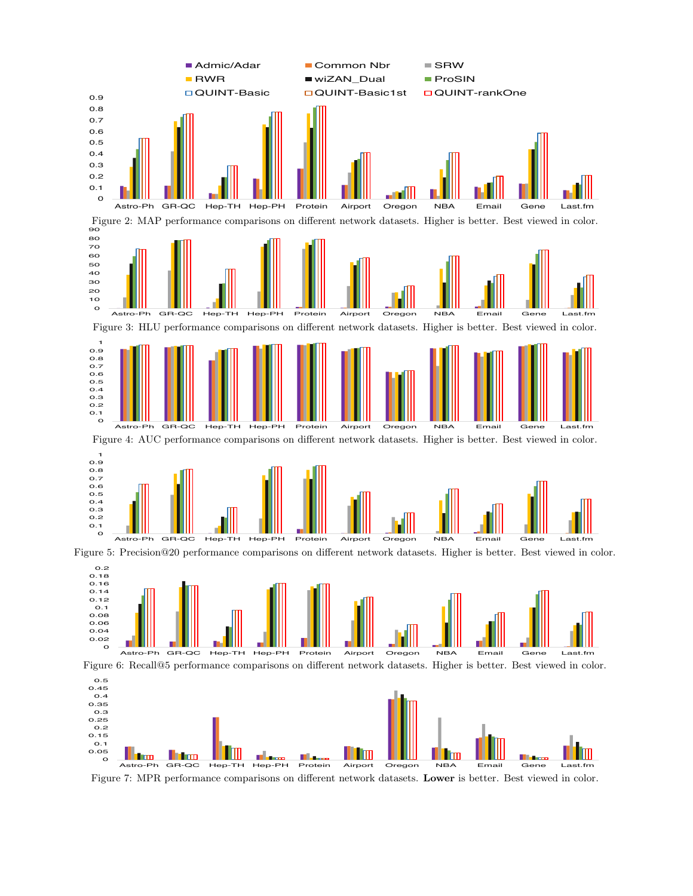Figure 2: MAP performance comparisons on different network datasets. Higher is better. Best viewed in color.

Figure 3: HLU performance comparisons on different network datasets. Higher is better. Best viewed in color.

Figure 4: AUC performance comparisons on different network datasets. Higher is better. Best viewed in color.

Figure 5: Precision@20 performance comparisons on different network datasets. Higher is better. Best viewed in color.

Figure 6: Recall@5 performance comparisons on different network datasets. Higher is better. Best viewed in color.

Figure 7: MPR performance comparisons on different network datasets. **Lower** is better. Best viewed in color.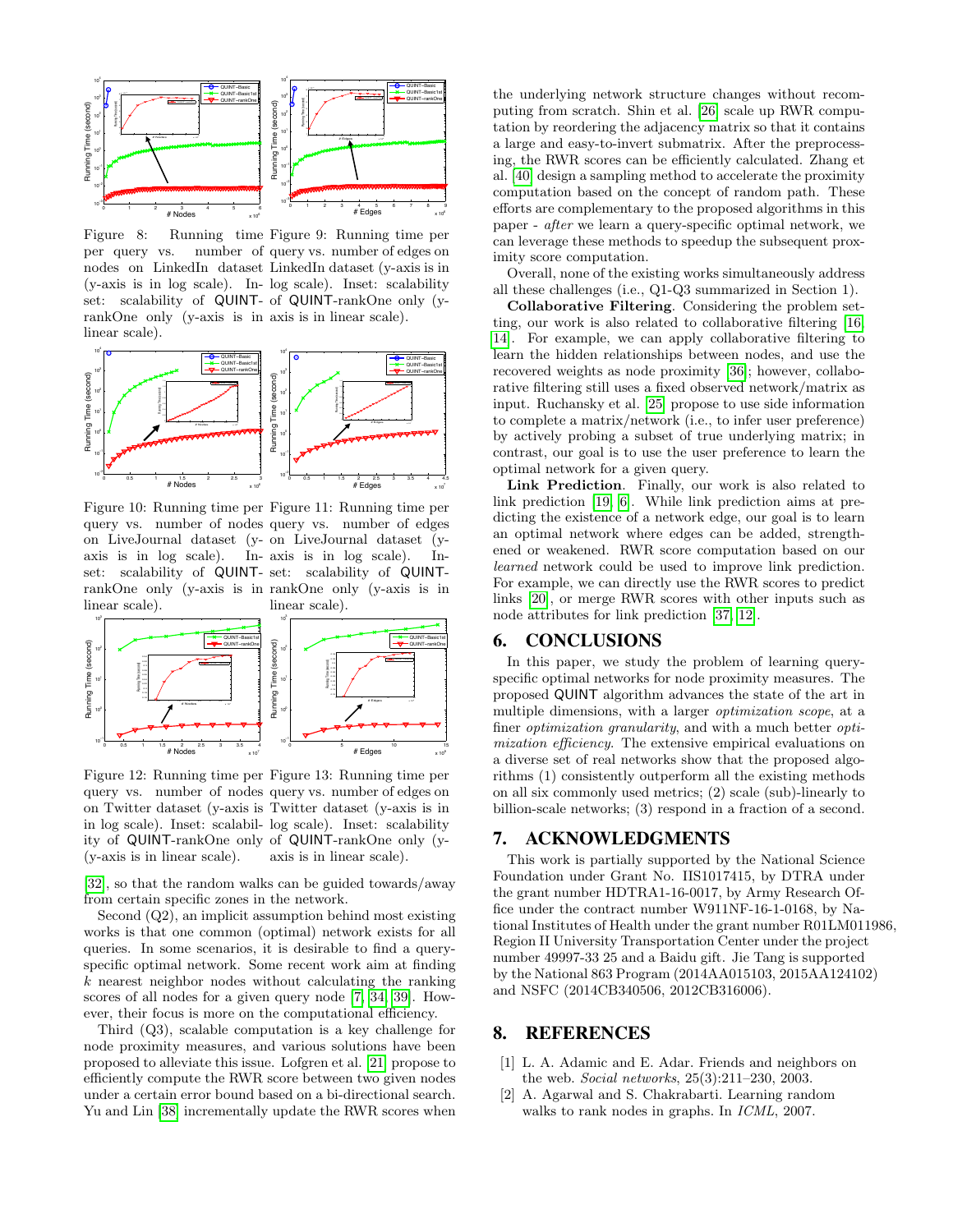Figure 8: Running time per query vs. number of nodes on LinkedIn dataset (y-axis is in log scale). Inset: scalability of QUINT-rankOne only (y-axis is in linear scale).

Figure 9: Running time per query vs. number of edges on LinkedIn dataset (y-axis is in log scale). Inset: scalability of QUINT-rankOne only (y-axis is in linear scale).

Figure 10: Running time per query vs. number of nodes on LiveJournal dataset (y-axis is in log scale). Inset: scalability of QUINT-rankOne only (y-axis is in linear scale).

Figure 11: Running time per query vs. number of edges on LiveJournal dataset (y-axis is in log scale). Inset: scalability of QUINT-rankOne only (y-axis is in linear scale).

Figure 12: Running time per query vs. number of nodes on Twitter dataset (y-axis is in log scale). Inset: scalability of QUINT-rankOne only (y-axis is in linear scale).

Figure 13: Running time per query vs. number of edges on Twitter dataset (y-axis is in log scale). Inset: scalability of QUINT-rankOne only (y-axis is in linear scale).

[32], so that the random walks can be guided towards/away from certain specific zones in the network.

Second (Q2), an implicit assumption behind most existing works is that one common (optimal) network exists for all queries. In some scenarios, it is desirable to find a query-specific optimal network. Some recent work aim at finding $k$ nearest neighbor nodes without calculating the ranking scores of all nodes for a given query node [7, 34, 39]. However, their focus is more on the computational efficiency.

Third (Q3), scalable computation is a key challenge for node proximity measures, and various solutions have been proposed to alleviate this issue. Lofgren et al. [21] propose to efficiently compute the RWR score between two given nodes under a certain error bound based on a bi-directional search. Yu and Lin [38] incrementally update the RWR scores when the underlying network structure changes without recomputing from scratch. Shin et al. [26] scale up RWR computation by reordering the adjacency matrix so that it contains a large and easy-to-invert submatrix. After the preprocessing, the RWR scores can be efficiently calculated. Zhang et al. [40] design a sampling method to accelerate the proximity computation based on the concept of random path. These efforts are complementary to the proposed algorithms in this paper - *after* we learn a query-specific optimal network, we can leverage these methods to speedup the subsequent proximity score computation.

Overall, none of the existing works simultaneously address all these challenges (i.e., Q1-Q3 summarized in Section 1).

**Collaborative Filtering**. Considering the problem setting, our work is also related to collaborative filtering [16, 14]. For example, we can apply collaborative filtering to learn the hidden relationships between nodes, and use the recovered weights as node proximity [36]; however, collaborative filtering still uses a fixed observed network/matrix as input. Ruchansky et al. [25] propose to use side information to complete a matrix/network (i.e., to infer user preference) by actively probing a subset of true underlying matrix; in contrast, our goal is to use the user preference to learn the optimal network for a given query.

**Link Prediction**. Finally, our work is also related to link prediction [19, 6]. While link prediction aims at predicting the existence of a network edge, our goal is to learn an optimal network where edges can be added, strengthened or weakened. RWR score computation based on our *learned* network could be used to improve link prediction. For example, we can directly use the RWR scores to predict links [20], or merge RWR scores with other inputs such as node attributes for link prediction [37, 12].

## 6. CONCLUSIONS

In this paper, we study the problem of learning query-specific optimal networks for node proximity measures. The proposed QUINT algorithm advances the state of the art in multiple dimensions, with a larger *optimization scope*, at a finer *optimization granularity*, and with a much better *optimization efficiency*. The extensive empirical evaluations on a diverse set of real networks show that the proposed algorithms (1) consistently outperform all the existing methods on all six commonly used metrics; (2) scale (sub)-linearly to billion-scale networks; (3) respond in a fraction of a second.

## 7. ACKNOWLEDGMENTS

This work is partially supported by the National Science Foundation under Grant No. IIS1017415, by DTRA under the grant number HDTRA1-16-0017, by Army Research Office under the contract number W911NF-16-1-0168, by National Institutes of Health under the grant number R01LM011986, Region II University Transportation Center under the project number 49997-33 25 and a Baidu gift. Jie Tang is supported by the National 863 Program (2014AA015103, 2015AA124102) and NSFC (2014CB340506, 2012CB316006).

## 8. REFERENCES

[1] L. A. Adamic and E. Adar. Friends and neighbors on the web. *Social networks*, 25(3):211–230, 2003.

[2] A. Agarwal and S. Chakrabarti. Learning random walks to rank nodes in graphs. In *ICML*, 2007.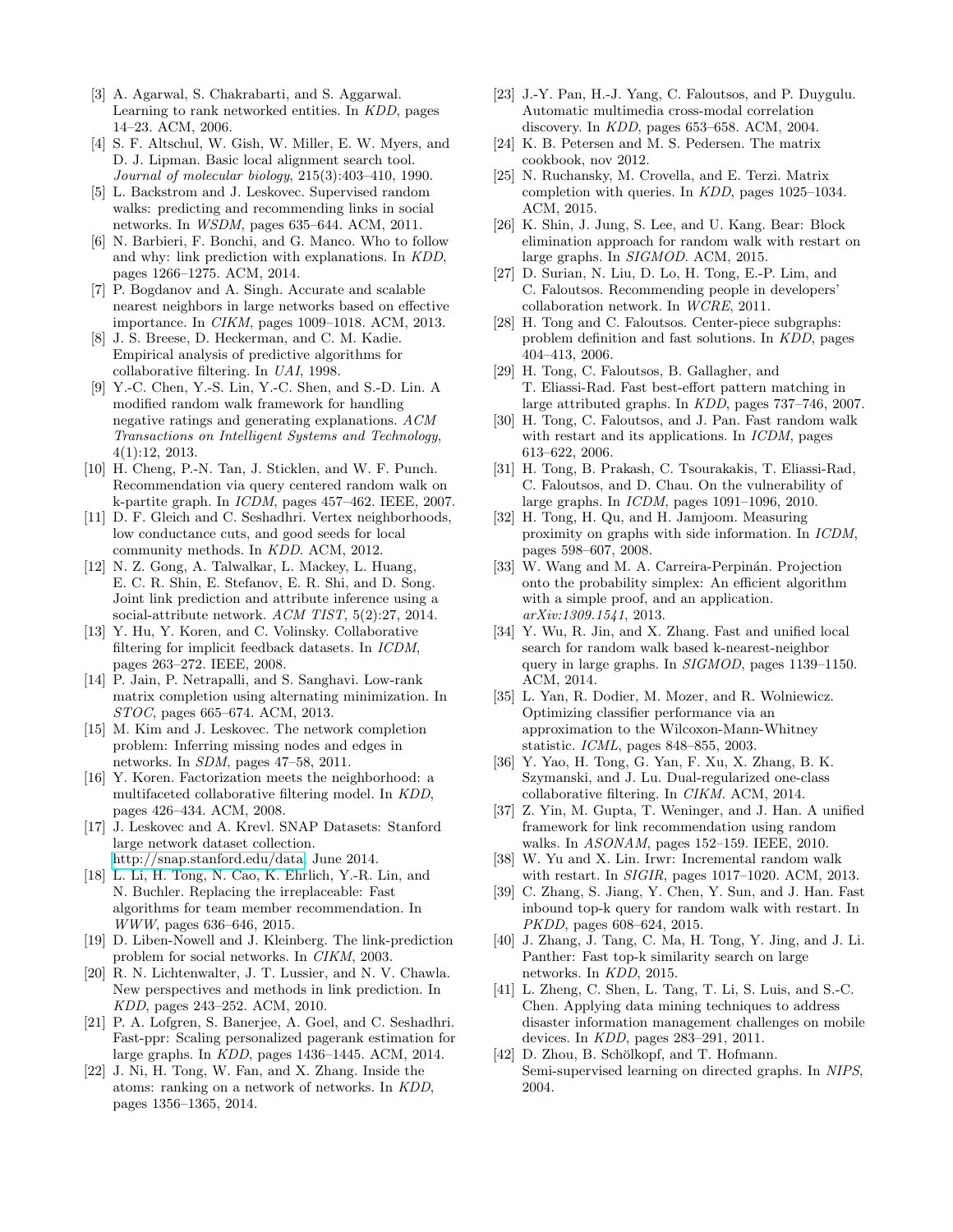[3] A. Agarwal, S. Chakrabarti, and S. Aggarwal. Learning to rank networked entities. In *KDD*, pages 14–23. ACM, 2006.

[4] S. F. Altschul, W. Gish, W. Miller, E. W. Myers, and D. J. Lipman. Basic local alignment search tool. *Journal of molecular biology*, 215(3):403–410, 1990.

[5] L. Backstrom and J. Leskovec. Supervised random walks: predicting and recommending links in social networks. In *WSDM*, pages 635–644. ACM, 2011.

[6] N. Barbieri, F. Bonchi, and G. Manco. Who to follow and why: link prediction with explanations. In *KDD*, pages 1266–1275. ACM, 2014.

[7] P. Bogdanov and A. Singh. Accurate and scalable nearest neighbors in large networks based on effective importance. In *CIKM*, pages 1009–1018. ACM, 2013.

[8] J. S. Breese, D. Heckerman, and C. M. Kadie. Empirical analysis of predictive algorithms for collaborative filtering. In *UAI*, 1998.

[9] Y.-C. Chen, Y.-S. Lin, Y.-C. Shen, and S.-D. Lin. A modified random walk framework for handling negative ratings and generating explanations. *ACM Transactions on Intelligent Systems and Technology*, 4(1):12, 2013.

[10] H. Cheng, P.-N. Tan, J. Sticklen, and W. F. Punch. Recommendation via query centered random walk on k-partite graph. In *ICDM*, pages 457–462. IEEE, 2007.

[11] D. F. Gleich and C. Seshadhri. Vertex neighborhoods, low conductance cuts, and good seeds for local community methods. In *KDD*. ACM, 2012.

[12] N. Z. Gong, A. Talwalkar, L. Mackey, L. Huang, E. C. R. Shin, E. Stefanov, E. R. Shi, and D. Song. Joint link prediction and attribute inference using a social-attribute network. *ACM TIST*, 5(2):27, 2014.

[13] Y. Hu, Y. Koren, and C. Volinsky. Collaborative filtering for implicit feedback datasets. In *ICDM*, pages 263–272. IEEE, 2008.

[14] P. Jain, P. Netrapalli, and S. Sanghavi. Low-rank matrix completion using alternating minimization. In *STOC*, pages 665–674. ACM, 2013.

[15] M. Kim and J. Leskovec. The network completion problem: Inferring missing nodes and edges in networks. In *SDM*, pages 47–58, 2011.

[16] Y. Koren. Factorization meets the neighborhood: a multifaceted collaborative filtering model. In *KDD*, pages 426–434. ACM, 2008.

[17] J. Leskovec and A. Krevl. SNAP Datasets: Stanford large network dataset collection. http://snap.stanford.edu/data, June 2014.

[18] L. Li, H. Tong, N. Cao, K. Ehrlich, Y.-R. Lin, and N. Buchler. Replacing the irreplaceable: Fast algorithms for team member recommendation. In *WWW*, pages 636–646, 2015.

[19] D. Liben-Nowell and J. Kleinberg. The link-prediction problem for social networks. In *CIKM*, 2003.

[20] R. N. Lichtenwalter, J. T. Lussier, and N. V. Chawla. New perspectives and methods in link prediction. In *KDD*, pages 243–252. ACM, 2010.

[21] P. A. Lofgren, S. Banerjee, A. Goel, and C. Seshadhri. Fast-ppr: Scaling personalized pagerank estimation for large graphs. In *KDD*, pages 1436–1445. ACM, 2014.

[22] J. Ni, H. Tong, W. Fan, and X. Zhang. Inside the atoms: ranking on a network of networks. In *KDD*, pages 1356–1365, 2014.

[23] J.-Y. Pan, H.-J. Yang, C. Faloutsos, and P. Duygulu. Automatic multimedia cross-modal correlation discovery. In *KDD*, pages 653–658. ACM, 2004.

[24] K. B. Petersen and M. S. Pedersen. The matrix cookbook, nov 2012.

[25] N. Ruchansky, M. Crovella, and E. Terzi. Matrix completion with queries. In *KDD*, pages 1025–1034. ACM, 2015.

[26] K. Shin, J. Jung, S. Lee, and U. Kang. Bear: Block elimination approach for random walk with restart on large graphs. In *SIGMOD*. ACM, 2015.

[27] D. Surian, N. Liu, D. Lo, H. Tong, E.-P. Lim, and C. Faloutsos. Recommending people in developers' collaboration network. In *WCRE*, 2011.

[28] H. Tong and C. Faloutsos. Center-piece subgraphs: problem definition and fast solutions. In *KDD*, pages 404–413, 2006.

[29] H. Tong, C. Faloutsos, B. Gallagher, and T. Eliassi-Rad. Fast best-effort pattern matching in large attributed graphs. In *KDD*, pages 737–746, 2007.

[30] H. Tong, C. Faloutsos, and J. Pan. Fast random walk with restart and its applications. In *ICDM*, pages 613–622, 2006.

[31] H. Tong, B. Prakash, C. Tsourakakis, T. Eliassi-Rad, C. Faloutsos, and D. Chau. On the vulnerability of large graphs. In *ICDM*, pages 1091–1096, 2010.

[32] H. Tong, H. Qu, and H. Jamjoom. Measuring proximity on graphs with side information. In *ICDM*, pages 598–607, 2008.

[33] W. Wang and M. A. Carreira-Perpinán. Projection onto the probability simplex: An efficient algorithm with a simple proof, and an application. *arXiv:1309.1541*, 2013.

[34] Y. Wu, R. Jin, and X. Zhang. Fast and unified local search for random walk based k-nearest-neighbor query in large graphs. In *SIGMOD*, pages 1139–1150. ACM, 2014.

[35] L. Yan, R. Dodier, M. Mozer, and R. Wolniewicz. Optimizing classifier performance via an approximation to the Wilcoxon-Mann-Whitney statistic. *ICML*, pages 848–855, 2003.

[36] Y. Yao, H. Tong, G. Yan, F. Xu, X. Zhang, B. K. Szymanski, and J. Lu. Dual-regularized one-class collaborative filtering. In *CIKM*. ACM, 2014.

[37] Z. Yin, M. Gupta, T. Weninger, and J. Han. A unified framework for link recommendation using random walks. In *ASONAM*, pages 152–159. IEEE, 2010.

[38] W. Yu and X. Lin. Irwr: Incremental random walk with restart. In *SIGIR*, pages 1017–1020. ACM, 2013.

[39] C. Zhang, S. Jiang, Y. Chen, Y. Sun, and J. Han. Fast inbound top-k query for random walk with restart. In *PKDD*, pages 608–624, 2015.

[40] J. Zhang, J. Tang, C. Ma, H. Tong, Y. Jing, and J. Li. Panther: Fast top-k similarity search on large networks. In *KDD*, 2015.

[41] L. Zheng, C. Shen, L. Tang, T. Li, S. Luis, and S.-C. Chen. Applying data mining techniques to address disaster information management challenges on mobile devices. In *KDD*, pages 283–291, 2011.

[42] D. Zhou, B. Schölkopf, and T. Hofmann. Semi-supervised learning on directed graphs. In *NIPS*, 2004.